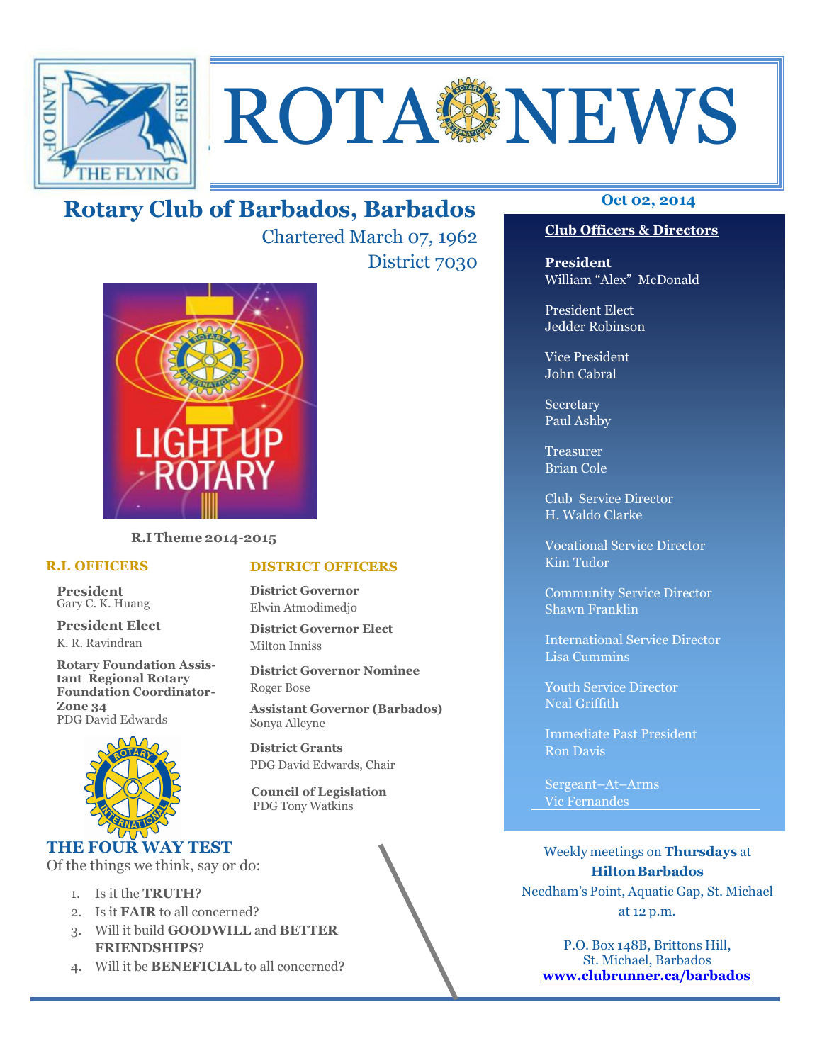# ROTA NEWS

## Rotary Club of Barbados, Barbados

Chartered March 07, 1962

District 7030

Oct 02, 2014

LIGHT UP ROTARY

**R.I Theme 2014-2015**

### R.I. OFFICERS

**President**
Gary C. K. Huang

**President Elect**
K. R. Ravindran

**Rotary Foundation Assistant Regional Rotary Foundation Coordinator-Zone 34**
PDG David Edwards

### DISTRICT OFFICERS

**District Governor**
Elwin Atmodimedjo

**District Governor Elect**
Milton Inniss

**District Governor Nominee**
Roger Bose

**Assistant Governor (Barbados)**
Sonya Alleyne

**District Grants**
PDG David Edwards, Chair

**Council of Legislation**
PDG Tony Watkins

### THE FOUR WAY TEST

Of the things we think, say or do:

1. Is it the **TRUTH**?
2. Is it **FAIR** to all concerned?
3. Will it build **GOODWILL** and **BETTER FRIENDSHIPS**?
4. Will it be **BENEFICIAL** to all concerned?

### Club Officers & Directors

**President**
William "Alex" McDonald

President Elect
Jedder Robinson

Vice President
John Cabral

Secretary
Paul Ashby

Treasurer
Brian Cole

Club Service Director
H. Waldo Clarke

Vocational Service Director
Kim Tudor

Community Service Director
Shawn Franklin

International Service Director
Lisa Cummins

Youth Service Director
Neal Griffith

Immediate Past President
Ron Davis

Sergeant–At–Arms
Vic Fernandes

Weekly meetings on **Thursdays** at
**Hilton Barbados**
Needham's Point, Aquatic Gap, St. Michael
at 12 p.m.

P.O. Box 148B, Brittons Hill,
St. Michael, Barbados
**www.clubrunner.ca/barbados**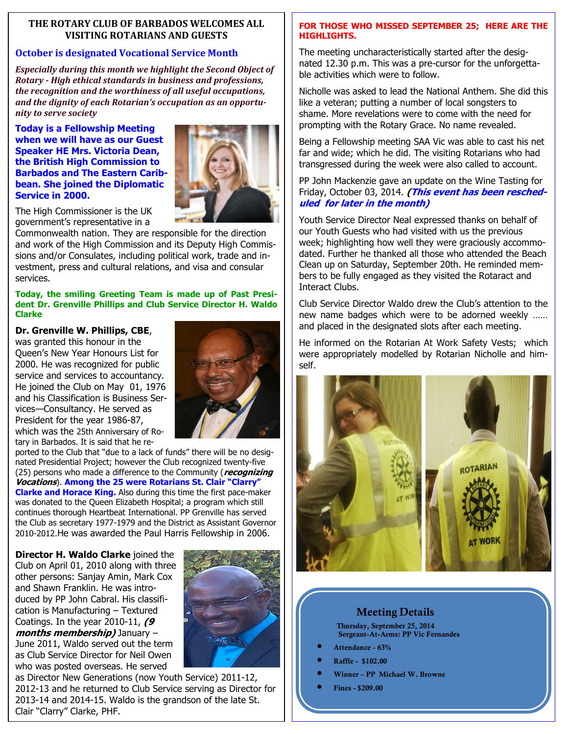## THE ROTARY CLUB OF BARBADOS WELCOMES ALL VISITING ROTARIANS AND GUESTS

### October is designated Vocational Service Month

***Especially during this month we highlight the Second Object of Rotary - High ethical standards in business and professions, the recognition and the worthiness of all useful occupations, and the dignity of each Rotarian's occupation as an opportunity to serve society***

**Today is a Fellowship Meeting when we will have as our Guest Speaker HE Mrs. Victoria Dean, the British High Commission to Barbados and The Eastern Caribbean. She joined the Diplomatic Service in 2000.**

The High Commissioner is the UK government's representative in a Commonwealth nation. They are responsible for the direction and work of the High Commission and its Deputy High Commissions and/or Consulates, including political work, trade and investment, press and cultural relations, and visa and consular services.

**Today, the smiling Greeting Team is made up of Past President Dr. Grenville Phillips and Club Service Director H. Waldo Clarke**

**Dr. Grenville W. Phillips, CBE**, was granted this honour in the Queen's New Year Honours List for 2000. He was recognized for public service and services to accountancy. He joined the Club on May 01, 1976 and his Classification is Business Services—Consultancy. He served as President for the year 1986-87, which was the 25th Anniversary of Rotary in Barbados. It is said that he reported to the Club that "due to a lack of funds" there will be no designated Presidential Project; however the Club recognized twenty-five (25) persons who made a difference to the Community (***recognizing Vocations***). **Among the 25 were Rotarians St. Clair "Clarry" Clarke and Horace King.** Also during this time the first pace-maker was donated to the Queen Elizabeth Hospital; a program which still continues thorough Heartbeat International. PP Grenville has served the Club as secretary 1977-1979 and the District as Assistant Governor 2010-2012.He was awarded the Paul Harris Fellowship in 2006.

**Director H. Waldo Clarke** joined the Club on April 01, 2010 along with three other persons: Sanjay Amin, Mark Cox and Shawn Franklin. He was introduced by PP John Cabral. His classification is Manufacturing – Textured Coatings. In the year 2010-11, ***(9 months membership)*** January – June 2011, Waldo served out the term as Club Service Director for Neil Owen who was posted overseas. He served as Director New Generations (now Youth Service) 2011-12, 2012-13 and he returned to Club Service serving as Director for 2013-14 and 2014-15. Waldo is the grandson of the late St. Clair "Clarry" Clarke, PHF.

**FOR THOSE WHO MISSED SEPTEMBER 25; HERE ARE THE HIGHLIGHTS.**

The meeting uncharacteristically started after the designated 12.30 p.m. This was a pre-cursor for the unforgettable activities which were to follow.

Nicholle was asked to lead the National Anthem. She did this like a veteran; putting a number of local songsters to shame. More revelations were to come with the need for prompting with the Rotary Grace. No name revealed.

Being a Fellowship meeting SAA Vic was able to cast his net far and wide; which he did. The visiting Rotarians who had transgressed during the week were also called to account.

PP John Mackenzie gave an update on the Wine Tasting for Friday, October 03, 2014. ***(This event has been rescheduled for later in the month)***

Youth Service Director Neal expressed thanks on behalf of our Youth Guests who had visited with us the previous week; highlighting how well they were graciously accommodated. Further he thanked all those who attended the Beach Clean up on Saturday, September 20th. He reminded members to be fully engaged as they visited the Rotaract and Interact Clubs.

Club Service Director Waldo drew the Club's attention to the new name badges which were to be adorned weekly …… and placed in the designated slots after each meeting.

He informed on the Rotarian At Work Safety Vests; which were appropriately modelled by Rotarian Nicholle and himself.

### Meeting Details

**Thursday, September 25, 2014**
**Sergeant-At-Arms: PP Vic Fernandes**

- **Attendance - 63%**
- **Raffle - $102.00**
- **Winner – PP Michael W. Browne**
- **Fines - $209.00**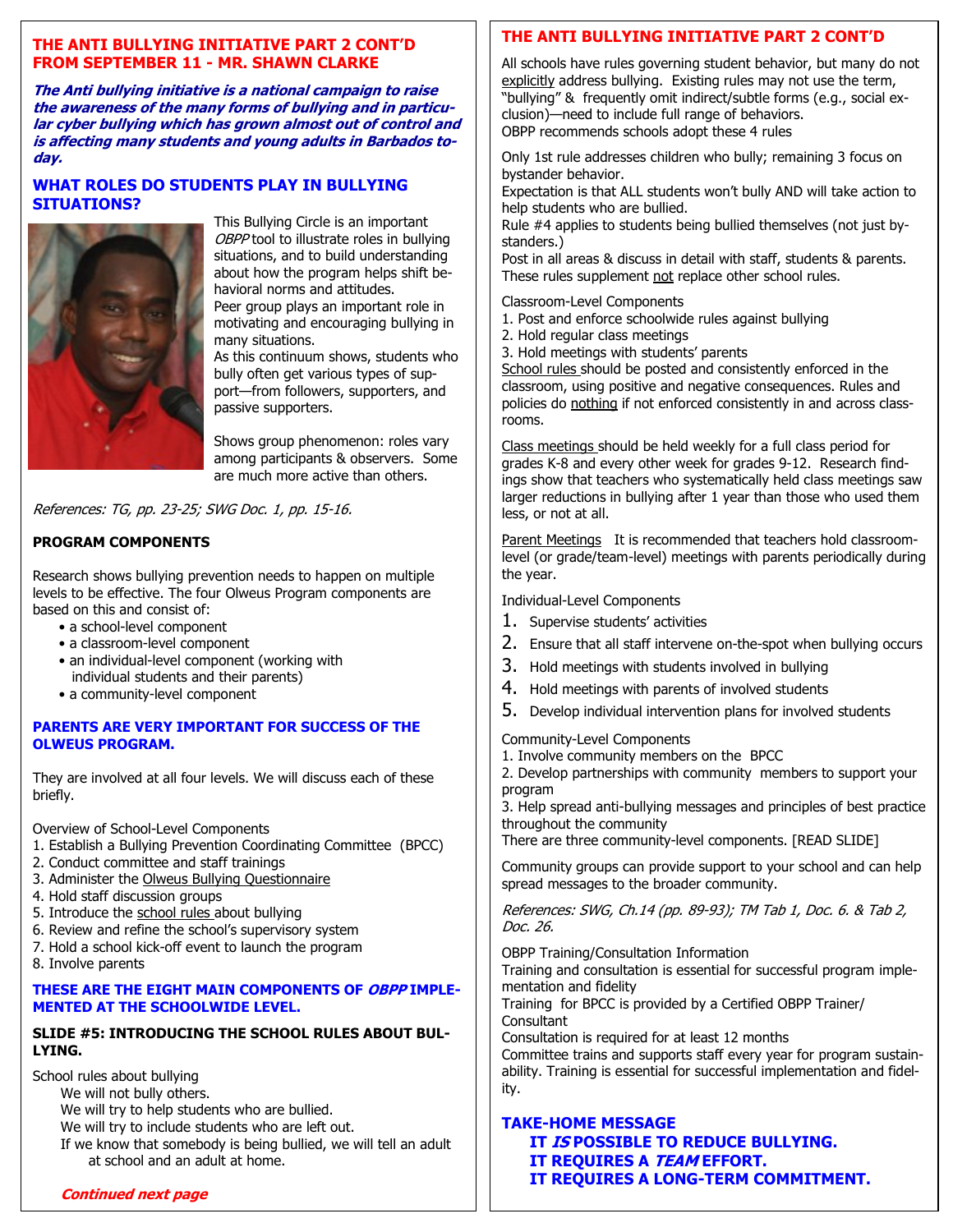## THE ANTI BULLYING INITIATIVE PART 2 CONT'D FROM SEPTEMBER 11 - MR. SHAWN CLARKE

***The Anti bullying initiative is a national campaign to raise the awareness of the many forms of bullying and in particular cyber bullying which has grown almost out of control and is affecting many students and young adults in Barbados today.***

### WHAT ROLES DO STUDENTS PLAY IN BULLYING SITUATIONS?

This Bullying Circle is an important *OBPP* tool to illustrate roles in bullying situations, and to build understanding about how the program helps shift behavioral norms and attitudes.
Peer group plays an important role in motivating and encouraging bullying in many situations.
As this continuum shows, students who bully often get various types of support—from followers, supporters, and passive supporters.

Shows group phenomenon: roles vary among participants & observers. Some are much more active than others.

*References: TG, pp. 23-25; SWG Doc. 1, pp. 15-16.*

**PROGRAM COMPONENTS**

Research shows bullying prevention needs to happen on multiple levels to be effective. The four Olweus Program components are based on this and consist of:

- a school-level component
- a classroom-level component
- an individual-level component (working with individual students and their parents)
- a community-level component

### PARENTS ARE VERY IMPORTANT FOR SUCCESS OF THE OLWEUS PROGRAM.

They are involved at all four levels. We will discuss each of these briefly.

Overview of School-Level Components
1. Establish a Bullying Prevention Coordinating Committee (BPCC)
2. Conduct committee and staff trainings
3. Administer the Olweus Bullying Questionnaire
4. Hold staff discussion groups
5. Introduce the school rules about bullying
6. Review and refine the school's supervisory system
7. Hold a school kick-off event to launch the program
8. Involve parents

### THESE ARE THE EIGHT MAIN COMPONENTS OF *OBPP* IMPLEMENTED AT THE SCHOOLWIDE LEVEL.

**SLIDE #5: INTRODUCING THE SCHOOL RULES ABOUT BULLYING.**

School rules about bullying
We will not bully others.
We will try to help students who are bullied.
We will try to include students who are left out.
If we know that somebody is being bullied, we will tell an adult at school and an adult at home.

***Continued next page***

## THE ANTI BULLYING INITIATIVE PART 2 CONT'D

All schools have rules governing student behavior, but many do not explicitly address bullying. Existing rules may not use the term, "bullying" & frequently omit indirect/subtle forms (e.g., social exclusion)—need to include full range of behaviors.
OBPP recommends schools adopt these 4 rules

Only 1st rule addresses children who bully; remaining 3 focus on bystander behavior.
Expectation is that ALL students won't bully AND will take action to help students who are bullied.
Rule #4 applies to students being bullied themselves (not just bystanders.)
Post in all areas & discuss in detail with staff, students & parents.
These rules supplement not replace other school rules.

Classroom-Level Components
1. Post and enforce schoolwide rules against bullying
2. Hold regular class meetings
3. Hold meetings with students' parents

School rules should be posted and consistently enforced in the classroom, using positive and negative consequences. Rules and policies do nothing if not enforced consistently in and across classrooms.

Class meetings should be held weekly for a full class period for grades K-8 and every other week for grades 9-12. Research findings show that teachers who systematically held class meetings saw larger reductions in bullying after 1 year than those who used them less, or not at all.

Parent Meetings It is recommended that teachers hold classroom-level (or grade/team-level) meetings with parents periodically during the year.

Individual-Level Components
1. Supervise students' activities
2. Ensure that all staff intervene on-the-spot when bullying occurs
3. Hold meetings with students involved in bullying
4. Hold meetings with parents of involved students
5. Develop individual intervention plans for involved students

Community-Level Components
1. Involve community members on the BPCC
2. Develop partnerships with community members to support your program
3. Help spread anti-bullying messages and principles of best practice throughout the community

There are three community-level components. [READ SLIDE]

Community groups can provide support to your school and can help spread messages to the broader community.

*References: SWG, Ch.14 (pp. 89-93); TM Tab 1, Doc. 6. & Tab 2, Doc. 26.*

OBPP Training/Consultation Information
Training and consultation is essential for successful program implementation and fidelity
Training for BPCC is provided by a Certified OBPP Trainer/ Consultant
Consultation is required for at least 12 months
Committee trains and supports staff every year for program sustainability. Training is essential for successful implementation and fidelity.

### TAKE-HOME MESSAGE
**IT *IS* POSSIBLE TO REDUCE BULLYING.**
**IT REQUIRES A *TEAM* EFFORT.**
**IT REQUIRES A LONG-TERM COMMITMENT.**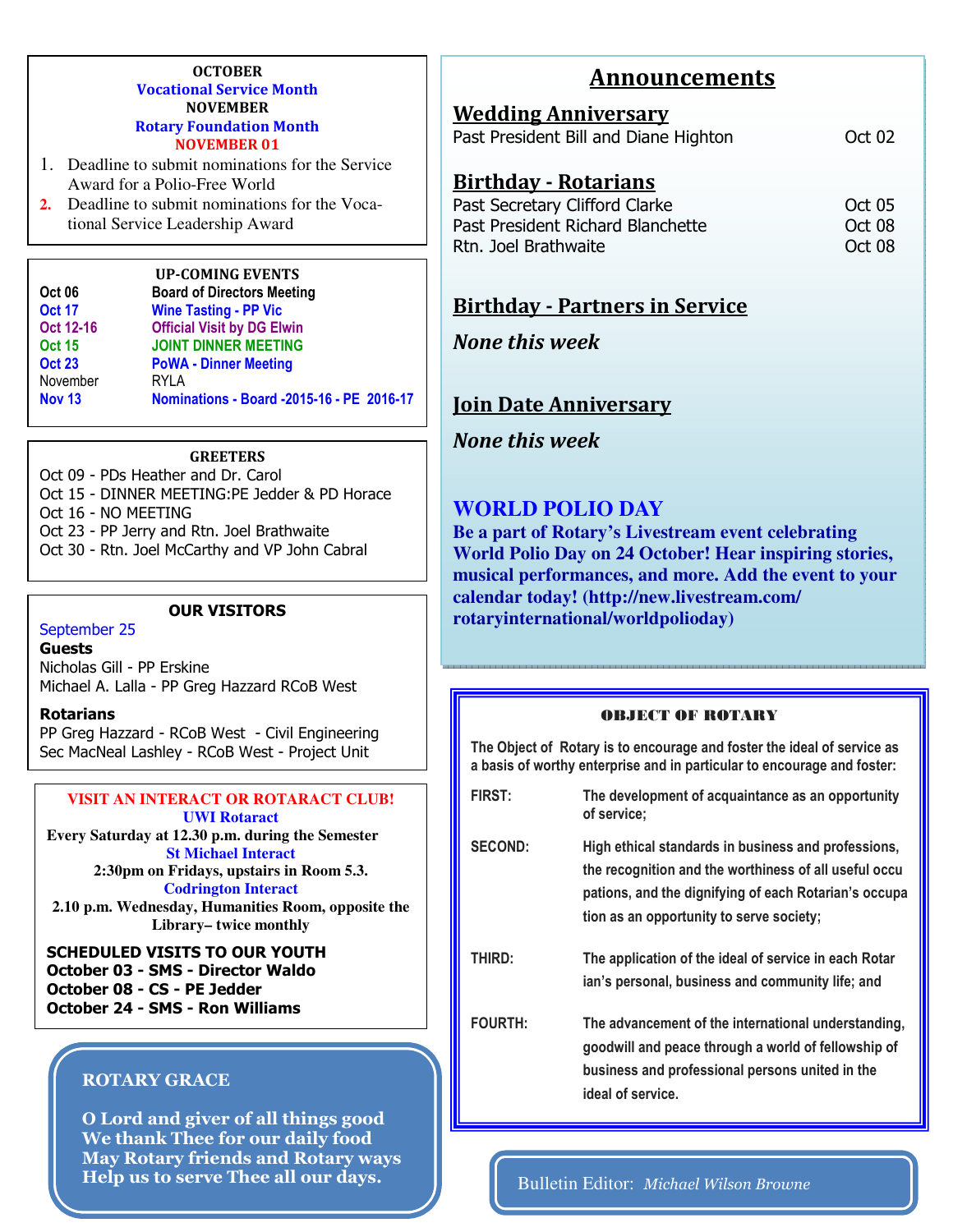**OCTOBER**
**Vocational Service Month**
**NOVEMBER**
**Rotary Foundation Month**
**NOVEMBER 01**

1. Deadline to submit nominations for the Service Award for a Polio-Free World
2. Deadline to submit nominations for the Vocational Service Leadership Award

**UP-COMING EVENTS**

| | |
|---|---|
| **Oct 06** | **Board of Directors Meeting** |
| **Oct 17** | **Wine Tasting - PP Vic** |
| **Oct 12-16** | **Official Visit by DG Elwin** |
| **Oct 15** | **JOINT DINNER MEETING** |
| **Oct 23** | **PoWA - Dinner Meeting** |
| November | RYLA |
| **Nov 13** | **Nominations - Board -2015-16 - PE 2016-17** |

**GREETERS**

Oct 09 - PDs Heather and Dr. Carol
Oct 15 - DINNER MEETING:PE Jedder & PD Horace
Oct 16 - NO MEETING
Oct 23 - PP Jerry and Rtn. Joel Brathwaite
Oct 30 - Rtn. Joel McCarthy and VP John Cabral

**OUR VISITORS**

September 25

**Guests**
Nicholas Gill - PP Erskine
Michael A. Lalla - PP Greg Hazzard RCoB West

**Rotarians**
PP Greg Hazzard - RCoB West - Civil Engineering
Sec MacNeal Lashley - RCoB West - Project Unit

**VISIT AN INTERACT OR ROTARACT CLUB!**

**UWI Rotaract**
**Every Saturday at 12.30 p.m. during the Semester**

**St Michael Interact**
**2:30pm on Fridays, upstairs in Room 5.3.**

**Codrington Interact**
**2.10 p.m. Wednesday, Humanities Room, opposite the Library– twice monthly**

**SCHEDULED VISITS TO OUR YOUTH**
**October 03 - SMS - Director Waldo**
**October 08 - CS - PE Jedder**
**October 24 - SMS - Ron Williams**

**ROTARY GRACE**

**O Lord and giver of all things good**
**We thank Thee for our daily food**
**May Rotary friends and Rotary ways**
**Help us to serve Thee all our days.**

# Announcements

## Wedding Anniversary

| | |
|---|---|
| Past President Bill and Diane Highton | Oct 02 |

## Birthday - Rotarians

| | |
|---|---|
| Past Secretary Clifford Clarke | Oct 05 |
| Past President Richard Blanchette | Oct 08 |
| Rtn. Joel Brathwaite | Oct 08 |

## Birthday - Partners in Service

***None this week***

## Join Date Anniversary

***None this week***

## WORLD POLIO DAY

**Be a part of Rotary's Livestream event celebrating World Polio Day on 24 October! Hear inspiring stories, musical performances, and more. Add the event to your calendar today! (http://new.livestream.com/rotaryinternational/worldpolioday)**

**OBJECT OF ROTARY**

**The Object of Rotary is to encourage and foster the ideal of service as a basis of worthy enterprise and in particular to encourage and foster:**

**FIRST:** The development of acquaintance as an opportunity of service;

**SECOND:** High ethical standards in business and professions, the recognition and the worthiness of all useful occupations, and the dignifying of each Rotarian's occupation as an opportunity to serve society;

**THIRD:** The application of the ideal of service in each Rotarian's personal, business and community life; and

**FOURTH:** The advancement of the international understanding, goodwill and peace through a world of fellowship of business and professional persons united in the ideal of service.

Bulletin Editor: *Michael Wilson Browne*